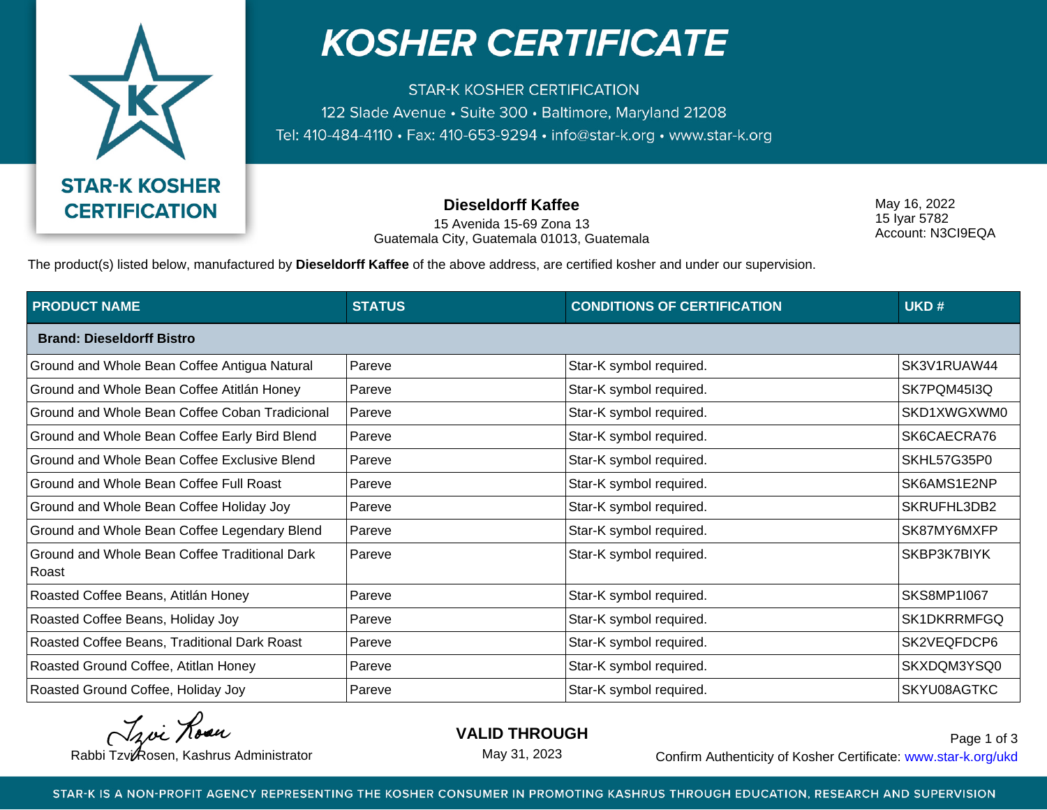STAR-K KOSHER CERTIFICATION

# KOSHER CERTIFICATE

STAR-K KOSHER CERTIFICATION
122 Slade Avenue • Suite 300 • Baltimore, Maryland 21208
Tel: 410-484-4110 • Fax: 410-653-9294 • info@star-k.org • www.star-k.org

**Dieseldorff Kaffee**
15 Avenida 15-69 Zona 13
Guatemala City, Guatemala 01013, Guatemala

May 16, 2022
15 Iyar 5782
Account: N3CI9EQA

The product(s) listed below, manufactured by **Dieseldorff Kaffee** of the above address, are certified kosher and under our supervision.

| PRODUCT NAME | STATUS | CONDITIONS OF CERTIFICATION | UKD # |
|---|---|---|---|
| **Brand: Dieseldorff Bistro** | | | |
| Ground and Whole Bean Coffee Antigua Natural | Pareve | Star-K symbol required. | SK3V1RUAW44 |
| Ground and Whole Bean Coffee Atitlán Honey | Pareve | Star-K symbol required. | SK7PQM45I3Q |
| Ground and Whole Bean Coffee Coban Tradicional | Pareve | Star-K symbol required. | SKD1XWGXWM0 |
| Ground and Whole Bean Coffee Early Bird Blend | Pareve | Star-K symbol required. | SK6CAECRA76 |
| Ground and Whole Bean Coffee Exclusive Blend | Pareve | Star-K symbol required. | SKHL57G35P0 |
| Ground and Whole Bean Coffee Full Roast | Pareve | Star-K symbol required. | SK6AMS1E2NP |
| Ground and Whole Bean Coffee Holiday Joy | Pareve | Star-K symbol required. | SKRUFHL3DB2 |
| Ground and Whole Bean Coffee Legendary Blend | Pareve | Star-K symbol required. | SK87MY6MXFP |
| Ground and Whole Bean Coffee Traditional Dark Roast | Pareve | Star-K symbol required. | SKBP3K7BIYK |
| Roasted Coffee Beans, Atitlán Honey | Pareve | Star-K symbol required. | SKS8MP1I067 |
| Roasted Coffee Beans, Holiday Joy | Pareve | Star-K symbol required. | SK1DKRRMFGQ |
| Roasted Coffee Beans, Traditional Dark Roast | Pareve | Star-K symbol required. | SK2VEQFDCP6 |
| Roasted Ground Coffee, Atitlan Honey | Pareve | Star-K symbol required. | SKXDQM3YSQ0 |
| Roasted Ground Coffee, Holiday Joy | Pareve | Star-K symbol required. | SKYU08AGTKC |

Tzvi Rosen
Rabbi Tzvi Rosen, Kashrus Administrator

**VALID THROUGH**
May 31, 2023

Confirm Authenticity of Kosher Certificate: www.star-k.org/ukd

STAR-K IS A NON-PROFIT AGENCY REPRESENTING THE KOSHER CONSUMER IN PROMOTING KASHRUS THROUGH EDUCATION, RESEARCH AND SUPERVISION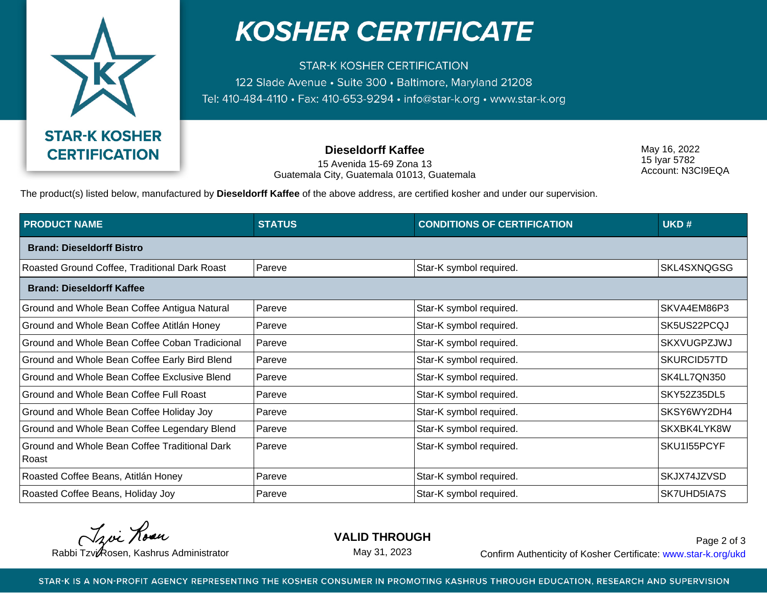# KOSHER CERTIFICATE

STAR-K KOSHER CERTIFICATION
122 Slade Avenue • Suite 300 • Baltimore, Maryland 21208
Tel: 410-484-4110 • Fax: 410-653-9294 • info@star-k.org • www.star-k.org

**STAR-K KOSHER CERTIFICATION**

**Dieseldorff Kaffee**
15 Avenida 15-69 Zona 13
Guatemala City, Guatemala 01013, Guatemala

May 16, 2022
15 Iyar 5782
Account: N3CI9EQA

The product(s) listed below, manufactured by **Dieseldorff Kaffee** of the above address, are certified kosher and under our supervision.

| PRODUCT NAME | STATUS | CONDITIONS OF CERTIFICATION | UKD # |
|---|---|---|---|
| **Brand: Dieseldorff Bistro** | | | |
| Roasted Ground Coffee, Traditional Dark Roast | Pareve | Star-K symbol required. | SKL4SXNQGSG |
| **Brand: Dieseldorff Kaffee** | | | |
| Ground and Whole Bean Coffee Antigua Natural | Pareve | Star-K symbol required. | SKVA4EM86P3 |
| Ground and Whole Bean Coffee Atitlán Honey | Pareve | Star-K symbol required. | SK5US22PCQJ |
| Ground and Whole Bean Coffee Coban Tradicional | Pareve | Star-K symbol required. | SKXVUGPZJWJ |
| Ground and Whole Bean Coffee Early Bird Blend | Pareve | Star-K symbol required. | SKURCID57TD |
| Ground and Whole Bean Coffee Exclusive Blend | Pareve | Star-K symbol required. | SK4LL7QN350 |
| Ground and Whole Bean Coffee Full Roast | Pareve | Star-K symbol required. | SKY52Z35DL5 |
| Ground and Whole Bean Coffee Holiday Joy | Pareve | Star-K symbol required. | SKSY6WY2DH4 |
| Ground and Whole Bean Coffee Legendary Blend | Pareve | Star-K symbol required. | SKXBK4LYK8W |
| Ground and Whole Bean Coffee Traditional Dark Roast | Pareve | Star-K symbol required. | SKU1I55PCYF |
| Roasted Coffee Beans, Atitlán Honey | Pareve | Star-K symbol required. | SKJX74JZVSD |
| Roasted Coffee Beans, Holiday Joy | Pareve | Star-K symbol required. | SK7UHD5IA7S |

Rabbi Tzvi Rosen, Kashrus Administrator

**VALID THROUGH**
May 31, 2023

Confirm Authenticity of Kosher Certificate: www.star-k.org/ukd

STAR-K IS A NON-PROFIT AGENCY REPRESENTING THE KOSHER CONSUMER IN PROMOTING KASHRUS THROUGH EDUCATION, RESEARCH AND SUPERVISION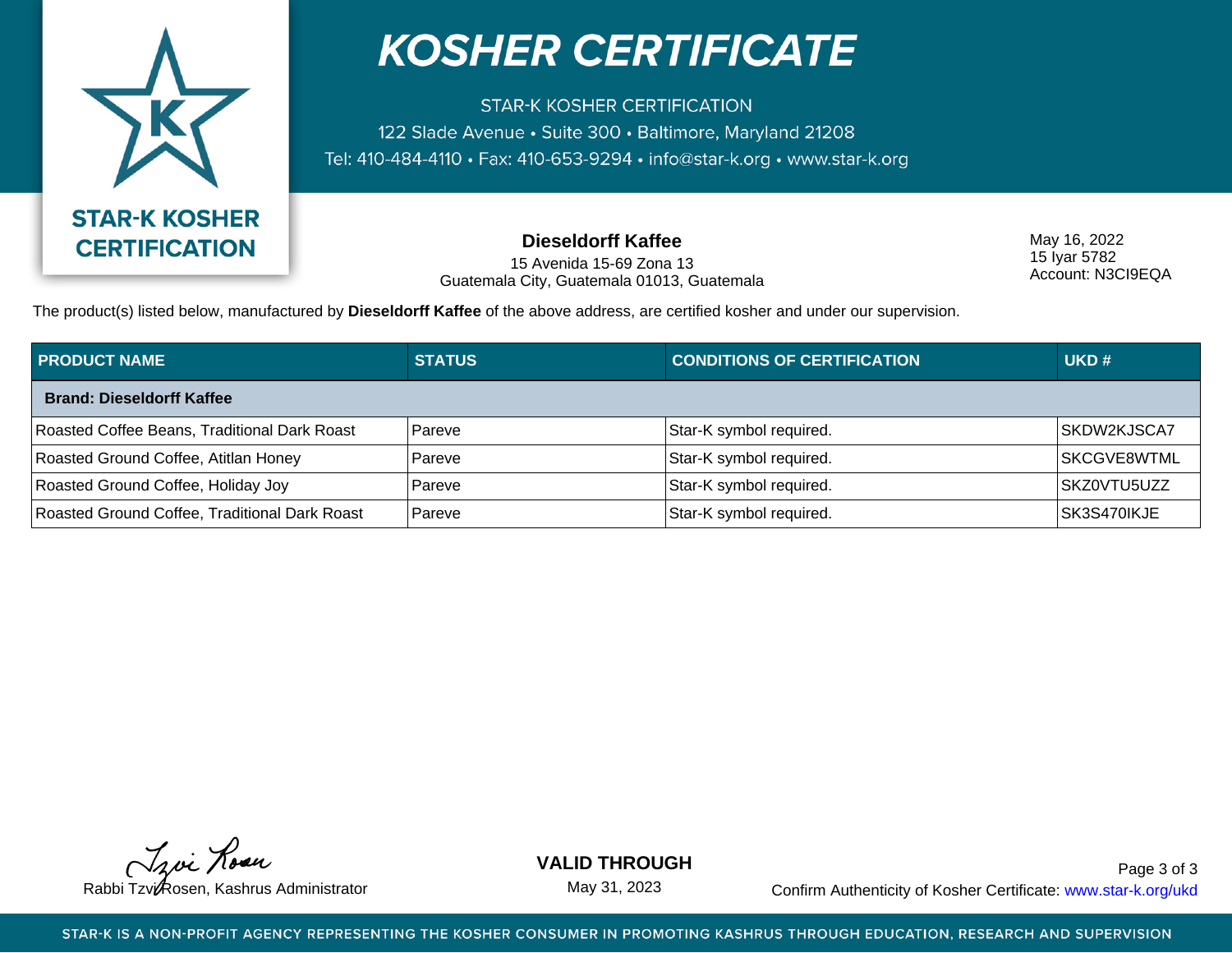# KOSHER CERTIFICATE

STAR-K KOSHER CERTIFICATION
122 Slade Avenue • Suite 300 • Baltimore, Maryland 21208
Tel: 410-484-4110 • Fax: 410-653-9294 • info@star-k.org • www.star-k.org

STAR-K KOSHER CERTIFICATION

**Dieseldorff Kaffee**
15 Avenida 15-69 Zona 13
Guatemala City, Guatemala 01013, Guatemala

May 16, 2022
15 Iyar 5782
Account: N3CI9EQA

The product(s) listed below, manufactured by **Dieseldorff Kaffee** of the above address, are certified kosher and under our supervision.

| PRODUCT NAME | STATUS | CONDITIONS OF CERTIFICATION | UKD # |
|---|---|---|---|
| **Brand: Dieseldorff Kaffee** | | | |
| Roasted Coffee Beans, Traditional Dark Roast | Pareve | Star-K symbol required. | SKDW2KJSCA7 |
| Roasted Ground Coffee, Atitlan Honey | Pareve | Star-K symbol required. | SKCGVE8WTML |
| Roasted Ground Coffee, Holiday Joy | Pareve | Star-K symbol required. | SKZ0VTU5UZZ |
| Roasted Ground Coffee, Traditional Dark Roast | Pareve | Star-K symbol required. | SK3S470IKJE |

Rabbi Tzvi Rosen, Kashrus Administrator

**VALID THROUGH**
May 31, 2023

Confirm Authenticity of Kosher Certificate: www.star-k.org/ukd

STAR-K IS A NON-PROFIT AGENCY REPRESENTING THE KOSHER CONSUMER IN PROMOTING KASHRUS THROUGH EDUCATION, RESEARCH AND SUPERVISION